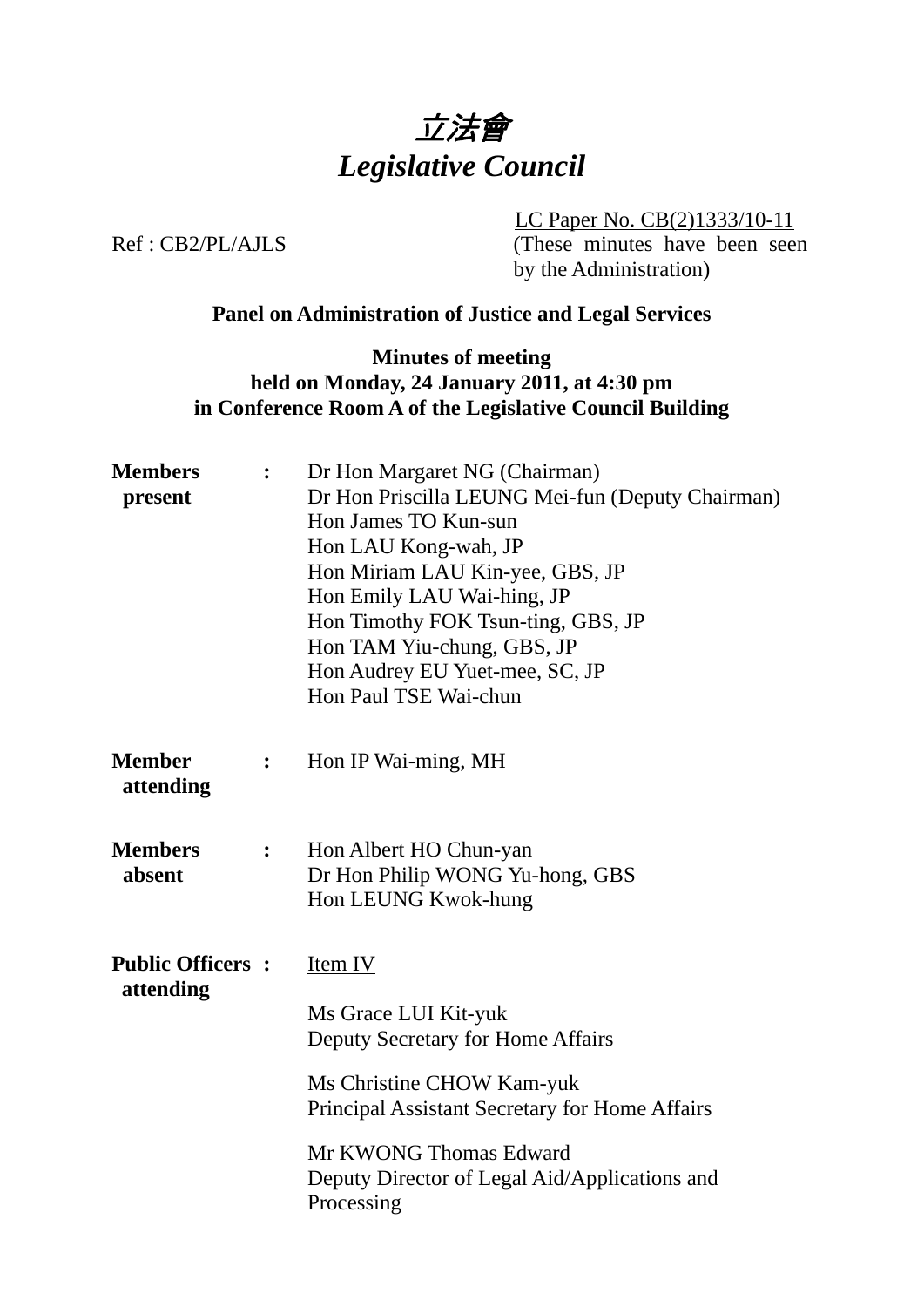# *立法會*
# *Legislative Council*

LC Paper No. CB(2)1333/10-11
(These minutes have been seen by the Administration)

Ref : CB2/PL/AJLS

**Panel on Administration of Justice and Legal Services**

**Minutes of meeting**
**held on Monday, 24 January 2011, at 4:30 pm**
**in Conference Room A of the Legislative Council Building**

| | | |
|---|---|---|
| **Members present** | **:** | Dr Hon Margaret NG (Chairman)<br>Dr Hon Priscilla LEUNG Mei-fun (Deputy Chairman)<br>Hon James TO Kun-sun<br>Hon LAU Kong-wah, JP<br>Hon Miriam LAU Kin-yee, GBS, JP<br>Hon Emily LAU Wai-hing, JP<br>Hon Timothy FOK Tsun-ting, GBS, JP<br>Hon TAM Yiu-chung, GBS, JP<br>Hon Audrey EU Yuet-mee, SC, JP<br>Hon Paul TSE Wai-chun |
| **Member attending** | **:** | Hon IP Wai-ming, MH |
| **Members absent** | **:** | Hon Albert HO Chun-yan<br>Dr Hon Philip WONG Yu-hong, GBS<br>Hon LEUNG Kwok-hung |
| **Public Officers attending** | **:** | Item IV<br><br>Ms Grace LUI Kit-yuk<br>Deputy Secretary for Home Affairs<br><br>Ms Christine CHOW Kam-yuk<br>Principal Assistant Secretary for Home Affairs<br><br>Mr KWONG Thomas Edward<br>Deputy Director of Legal Aid/Applications and Processing |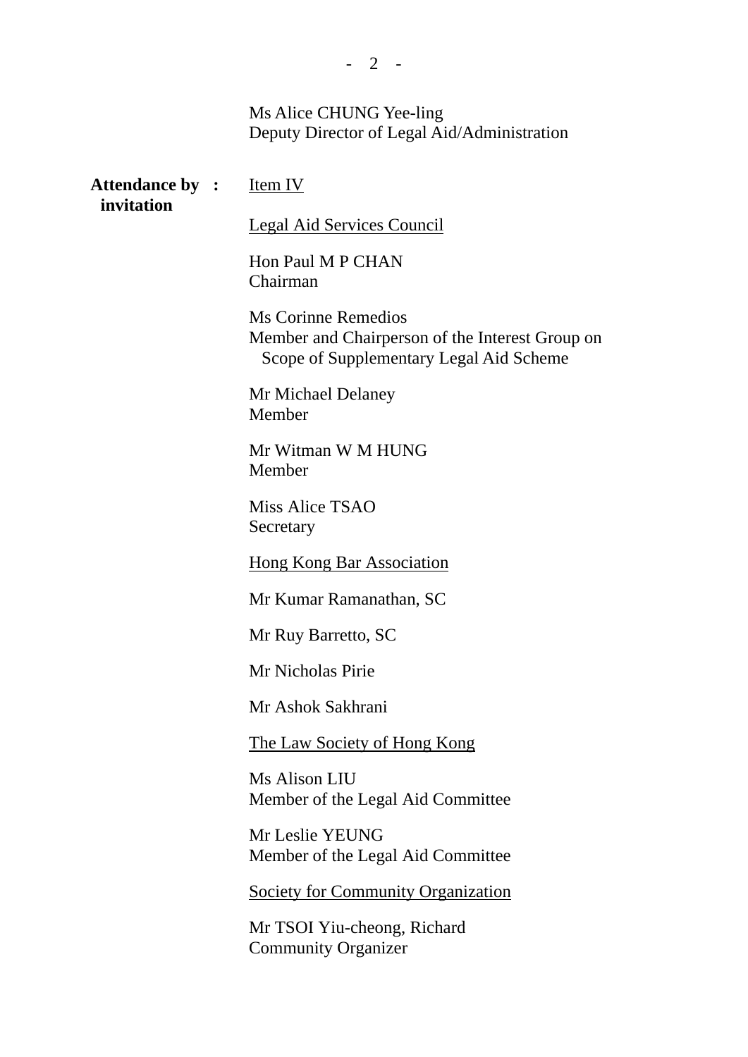Ms Alice CHUNG Yee-ling
Deputy Director of Legal Aid/Administration

**Attendance by invitation** : Item IV

Legal Aid Services Council

Hon Paul M P CHAN
Chairman

Ms Corinne Remedios
Member and Chairperson of the Interest Group on Scope of Supplementary Legal Aid Scheme

Mr Michael Delaney
Member

Mr Witman W M HUNG
Member

Miss Alice TSAO
Secretary

Hong Kong Bar Association

Mr Kumar Ramanathan, SC

Mr Ruy Barretto, SC

Mr Nicholas Pirie

Mr Ashok Sakhrani

The Law Society of Hong Kong

Ms Alison LIU
Member of the Legal Aid Committee

Mr Leslie YEUNG
Member of the Legal Aid Committee

Society for Community Organization

Mr TSOI Yiu-cheong, Richard
Community Organizer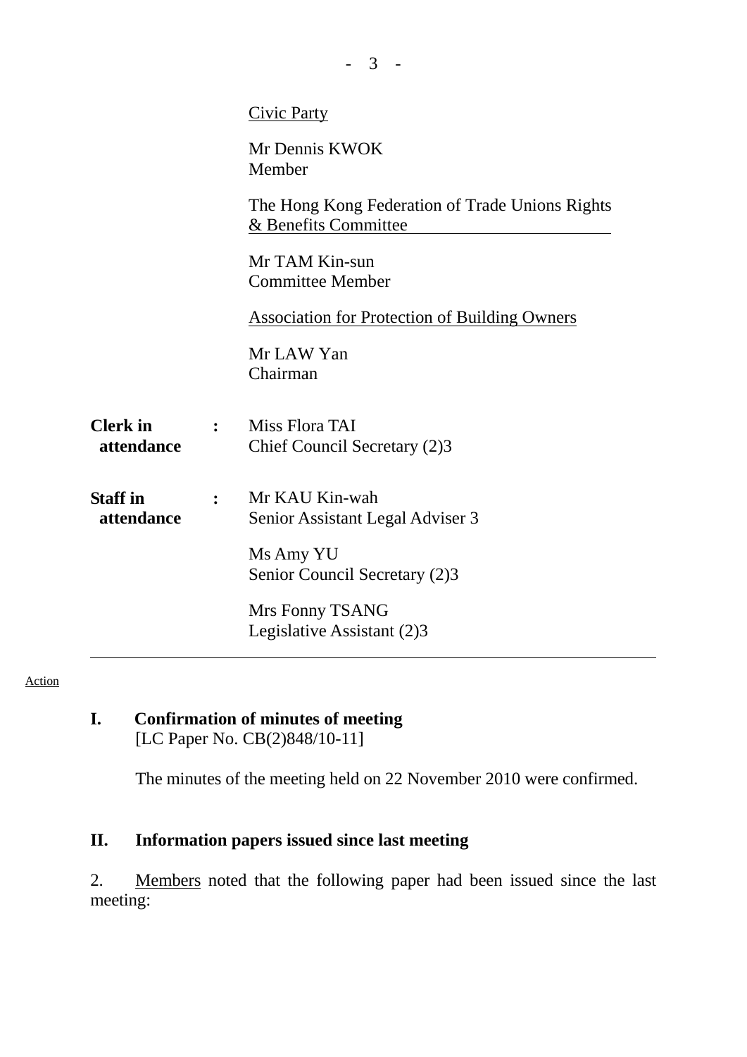Civic Party

Mr Dennis KWOK
Member

The Hong Kong Federation of Trade Unions Rights & Benefits Committee

Mr TAM Kin-sun
Committee Member

Association for Protection of Building Owners

Mr LAW Yan
Chairman

**Clerk in attendance** : Miss Flora TAI
Chief Council Secretary (2)3

**Staff in attendance** : Mr KAU Kin-wah
Senior Assistant Legal Adviser 3

Ms Amy YU
Senior Council Secretary (2)3

Mrs Fonny TSANG
Legislative Assistant (2)3

---

Action

## I. Confirmation of minutes of meeting

[LC Paper No. CB(2)848/10-11]

The minutes of the meeting held on 22 November 2010 were confirmed.

## II. Information papers issued since last meeting

2. Members noted that the following paper had been issued since the last meeting: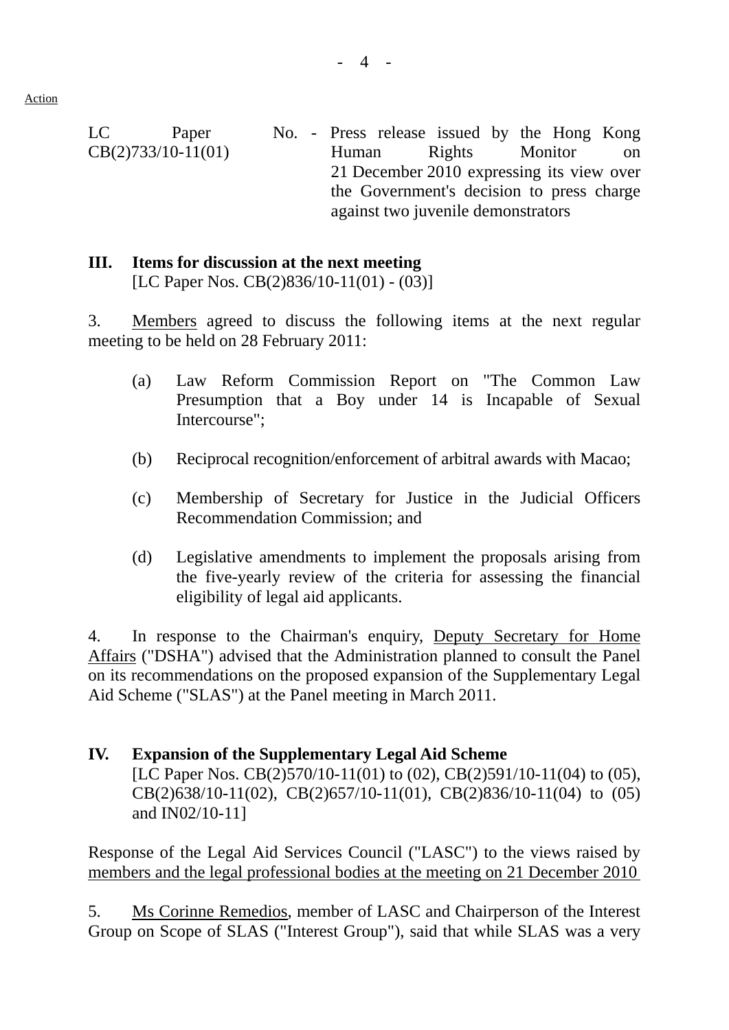Action

LC Paper No. CB(2)733/10-11(01) - Press release issued by the Hong Kong Human Rights Monitor on 21 December 2010 expressing its view over the Government's decision to press charge against two juvenile demonstrators

## III. Items for discussion at the next meeting

[LC Paper Nos. CB(2)836/10-11(01) - (03)]

3. Members agreed to discuss the following items at the next regular meeting to be held on 28 February 2011:

(a) Law Reform Commission Report on "The Common Law Presumption that a Boy under 14 is Incapable of Sexual Intercourse";

(b) Reciprocal recognition/enforcement of arbitral awards with Macao;

(c) Membership of Secretary for Justice in the Judicial Officers Recommendation Commission; and

(d) Legislative amendments to implement the proposals arising from the five-yearly review of the criteria for assessing the financial eligibility of legal aid applicants.

4. In response to the Chairman's enquiry, Deputy Secretary for Home Affairs ("DSHA") advised that the Administration planned to consult the Panel on its recommendations on the proposed expansion of the Supplementary Legal Aid Scheme ("SLAS") at the Panel meeting in March 2011.

## IV. Expansion of the Supplementary Legal Aid Scheme

[LC Paper Nos. CB(2)570/10-11(01) to (02), CB(2)591/10-11(04) to (05), CB(2)638/10-11(02), CB(2)657/10-11(01), CB(2)836/10-11(04) to (05) and IN02/10-11]

Response of the Legal Aid Services Council ("LASC") to the views raised by members and the legal professional bodies at the meeting on 21 December 2010

5. Ms Corinne Remedios, member of LASC and Chairperson of the Interest Group on Scope of SLAS ("Interest Group"), said that while SLAS was a very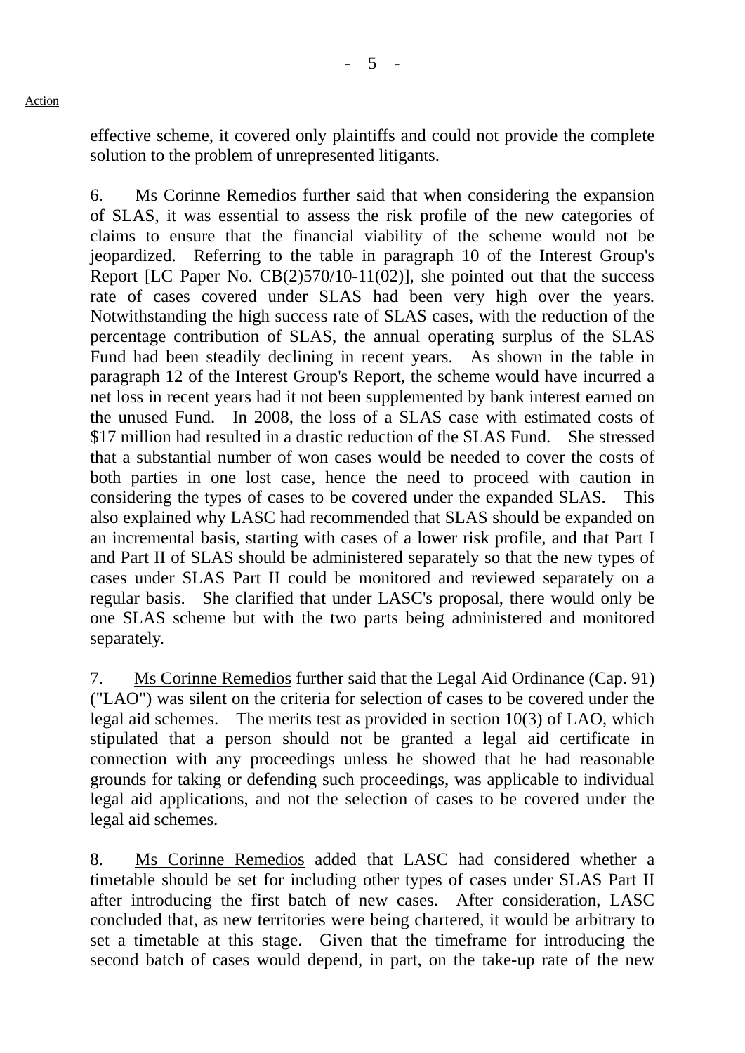Action

effective scheme, it covered only plaintiffs and could not provide the complete solution to the problem of unrepresented litigants.

6. Ms Corinne Remedios further said that when considering the expansion of SLAS, it was essential to assess the risk profile of the new categories of claims to ensure that the financial viability of the scheme would not be jeopardized. Referring to the table in paragraph 10 of the Interest Group's Report [LC Paper No. CB(2)570/10-11(02)], she pointed out that the success rate of cases covered under SLAS had been very high over the years. Notwithstanding the high success rate of SLAS cases, with the reduction of the percentage contribution of SLAS, the annual operating surplus of the SLAS Fund had been steadily declining in recent years. As shown in the table in paragraph 12 of the Interest Group's Report, the scheme would have incurred a net loss in recent years had it not been supplemented by bank interest earned on the unused Fund. In 2008, the loss of a SLAS case with estimated costs of $17 million had resulted in a drastic reduction of the SLAS Fund. She stressed that a substantial number of won cases would be needed to cover the costs of both parties in one lost case, hence the need to proceed with caution in considering the types of cases to be covered under the expanded SLAS. This also explained why LASC had recommended that SLAS should be expanded on an incremental basis, starting with cases of a lower risk profile, and that Part I and Part II of SLAS should be administered separately so that the new types of cases under SLAS Part II could be monitored and reviewed separately on a regular basis. She clarified that under LASC's proposal, there would only be one SLAS scheme but with the two parts being administered and monitored separately.

7. Ms Corinne Remedios further said that the Legal Aid Ordinance (Cap. 91) ("LAO") was silent on the criteria for selection of cases to be covered under the legal aid schemes. The merits test as provided in section 10(3) of LAO, which stipulated that a person should not be granted a legal aid certificate in connection with any proceedings unless he showed that he had reasonable grounds for taking or defending such proceedings, was applicable to individual legal aid applications, and not the selection of cases to be covered under the legal aid schemes.

8. Ms Corinne Remedios added that LASC had considered whether a timetable should be set for including other types of cases under SLAS Part II after introducing the first batch of new cases. After consideration, LASC concluded that, as new territories were being chartered, it would be arbitrary to set a timetable at this stage. Given that the timeframe for introducing the second batch of cases would depend, in part, on the take-up rate of the new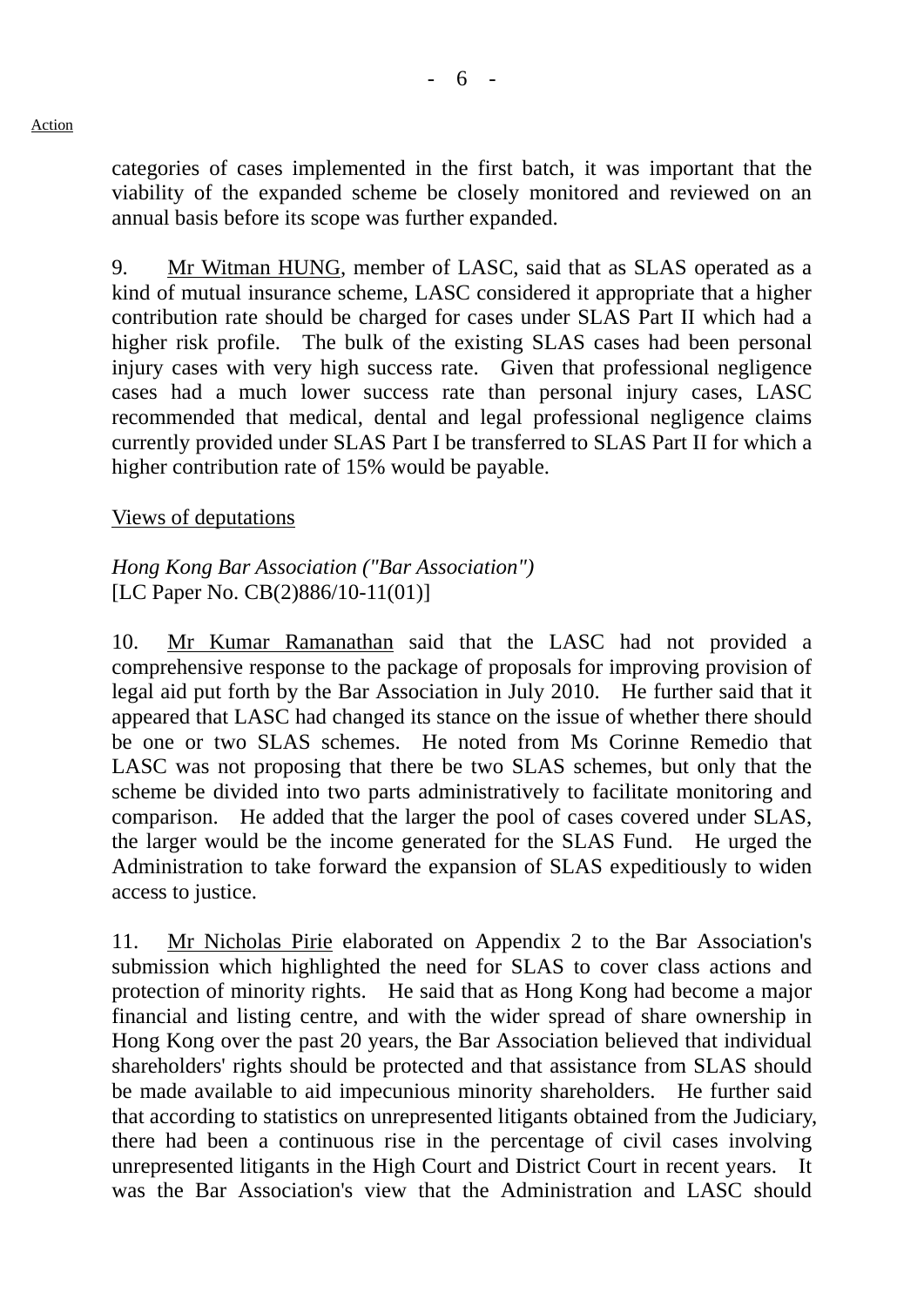categories of cases implemented in the first batch, it was important that the viability of the expanded scheme be closely monitored and reviewed on an annual basis before its scope was further expanded.

9. Mr Witman HUNG, member of LASC, said that as SLAS operated as a kind of mutual insurance scheme, LASC considered it appropriate that a higher contribution rate should be charged for cases under SLAS Part II which had a higher risk profile. The bulk of the existing SLAS cases had been personal injury cases with very high success rate. Given that professional negligence cases had a much lower success rate than personal injury cases, LASC recommended that medical, dental and legal professional negligence claims currently provided under SLAS Part I be transferred to SLAS Part II for which a higher contribution rate of 15% would be payable.

Views of deputations

*Hong Kong Bar Association ("Bar Association")*
[LC Paper No. CB(2)886/10-11(01)]

10. Mr Kumar Ramanathan said that the LASC had not provided a comprehensive response to the package of proposals for improving provision of legal aid put forth by the Bar Association in July 2010. He further said that it appeared that LASC had changed its stance on the issue of whether there should be one or two SLAS schemes. He noted from Ms Corinne Remedio that LASC was not proposing that there be two SLAS schemes, but only that the scheme be divided into two parts administratively to facilitate monitoring and comparison. He added that the larger the pool of cases covered under SLAS, the larger would be the income generated for the SLAS Fund. He urged the Administration to take forward the expansion of SLAS expeditiously to widen access to justice.

11. Mr Nicholas Pirie elaborated on Appendix 2 to the Bar Association's submission which highlighted the need for SLAS to cover class actions and protection of minority rights. He said that as Hong Kong had become a major financial and listing centre, and with the wider spread of share ownership in Hong Kong over the past 20 years, the Bar Association believed that individual shareholders' rights should be protected and that assistance from SLAS should be made available to aid impecunious minority shareholders. He further said that according to statistics on unrepresented litigants obtained from the Judiciary, there had been a continuous rise in the percentage of civil cases involving unrepresented litigants in the High Court and District Court in recent years. It was the Bar Association's view that the Administration and LASC should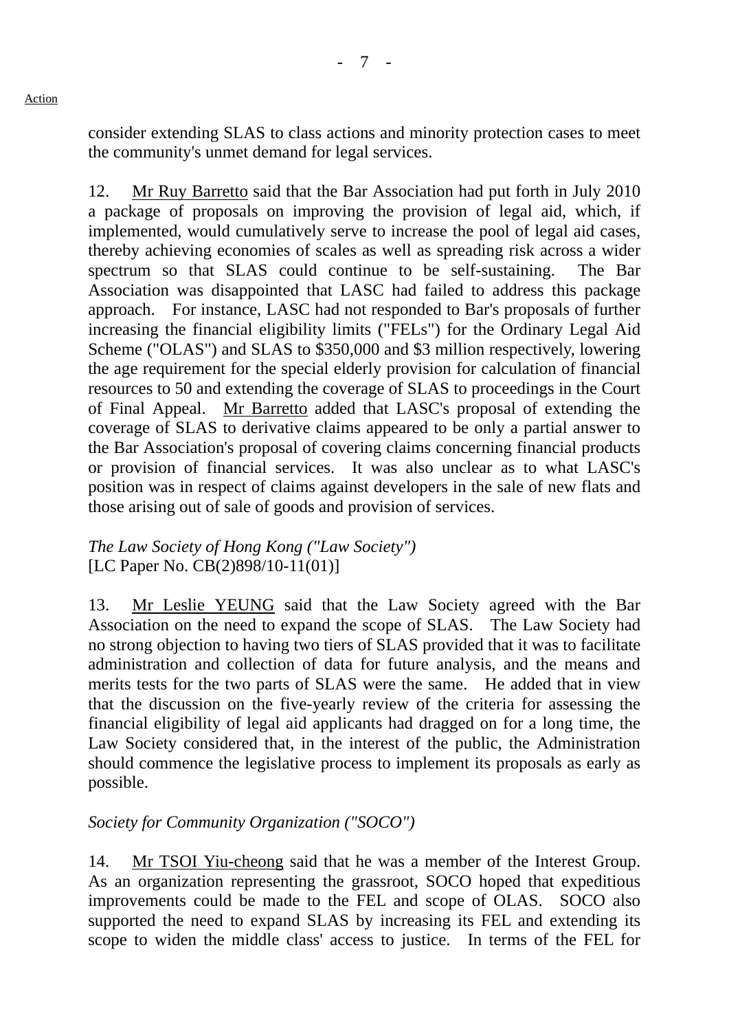consider extending SLAS to class actions and minority protection cases to meet the community's unmet demand for legal services.

12. Mr Ruy Barretto said that the Bar Association had put forth in July 2010 a package of proposals on improving the provision of legal aid, which, if implemented, would cumulatively serve to increase the pool of legal aid cases, thereby achieving economies of scales as well as spreading risk across a wider spectrum so that SLAS could continue to be self-sustaining. The Bar Association was disappointed that LASC had failed to address this package approach. For instance, LASC had not responded to Bar's proposals of further increasing the financial eligibility limits ("FELs") for the Ordinary Legal Aid Scheme ("OLAS") and SLAS to $350,000 and $3 million respectively, lowering the age requirement for the special elderly provision for calculation of financial resources to 50 and extending the coverage of SLAS to proceedings in the Court of Final Appeal. Mr Barretto added that LASC's proposal of extending the coverage of SLAS to derivative claims appeared to be only a partial answer to the Bar Association's proposal of covering claims concerning financial products or provision of financial services. It was also unclear as to what LASC's position was in respect of claims against developers in the sale of new flats and those arising out of sale of goods and provision of services.

*The Law Society of Hong Kong ("Law Society")*
[LC Paper No. CB(2)898/10-11(01)]

13. Mr Leslie YEUNG said that the Law Society agreed with the Bar Association on the need to expand the scope of SLAS. The Law Society had no strong objection to having two tiers of SLAS provided that it was to facilitate administration and collection of data for future analysis, and the means and merits tests for the two parts of SLAS were the same. He added that in view that the discussion on the five-yearly review of the criteria for assessing the financial eligibility of legal aid applicants had dragged on for a long time, the Law Society considered that, in the interest of the public, the Administration should commence the legislative process to implement its proposals as early as possible.

*Society for Community Organization ("SOCO")*

14. Mr TSOI Yiu-cheong said that he was a member of the Interest Group. As an organization representing the grassroot, SOCO hoped that expeditious improvements could be made to the FEL and scope of OLAS. SOCO also supported the need to expand SLAS by increasing its FEL and extending its scope to widen the middle class' access to justice. In terms of the FEL for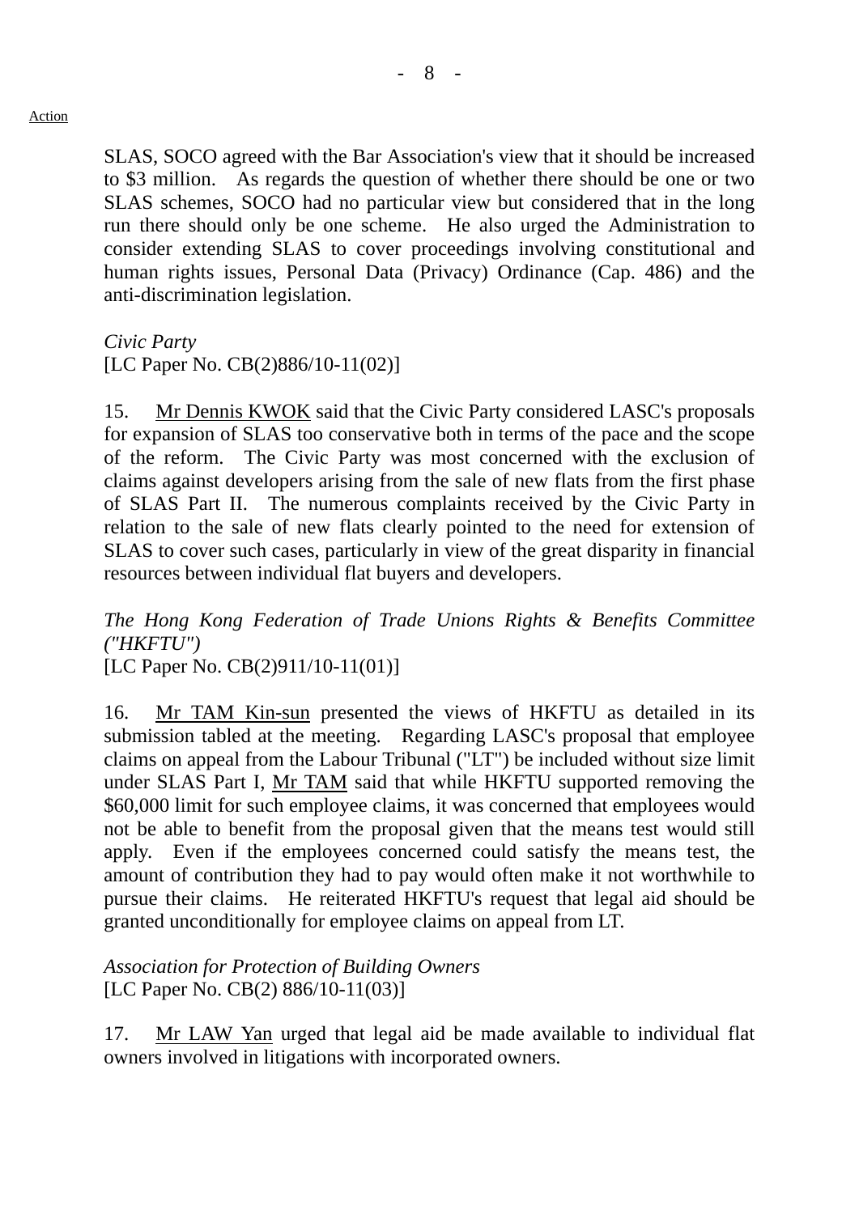SLAS, SOCO agreed with the Bar Association's view that it should be increased to $3 million. As regards the question of whether there should be one or two SLAS schemes, SOCO had no particular view but considered that in the long run there should only be one scheme. He also urged the Administration to consider extending SLAS to cover proceedings involving constitutional and human rights issues, Personal Data (Privacy) Ordinance (Cap. 486) and the anti-discrimination legislation.

*Civic Party*
[LC Paper No. CB(2)886/10-11(02)]

15. Mr Dennis KWOK said that the Civic Party considered LASC's proposals for expansion of SLAS too conservative both in terms of the pace and the scope of the reform. The Civic Party was most concerned with the exclusion of claims against developers arising from the sale of new flats from the first phase of SLAS Part II. The numerous complaints received by the Civic Party in relation to the sale of new flats clearly pointed to the need for extension of SLAS to cover such cases, particularly in view of the great disparity in financial resources between individual flat buyers and developers.

*The Hong Kong Federation of Trade Unions Rights & Benefits Committee ("HKFTU")*
[LC Paper No. CB(2)911/10-11(01)]

16. Mr TAM Kin-sun presented the views of HKFTU as detailed in its submission tabled at the meeting. Regarding LASC's proposal that employee claims on appeal from the Labour Tribunal ("LT") be included without size limit under SLAS Part I, Mr TAM said that while HKFTU supported removing the $60,000 limit for such employee claims, it was concerned that employees would not be able to benefit from the proposal given that the means test would still apply. Even if the employees concerned could satisfy the means test, the amount of contribution they had to pay would often make it not worthwhile to pursue their claims. He reiterated HKFTU's request that legal aid should be granted unconditionally for employee claims on appeal from LT.

*Association for Protection of Building Owners*
[LC Paper No. CB(2) 886/10-11(03)]

17. Mr LAW Yan urged that legal aid be made available to individual flat owners involved in litigations with incorporated owners.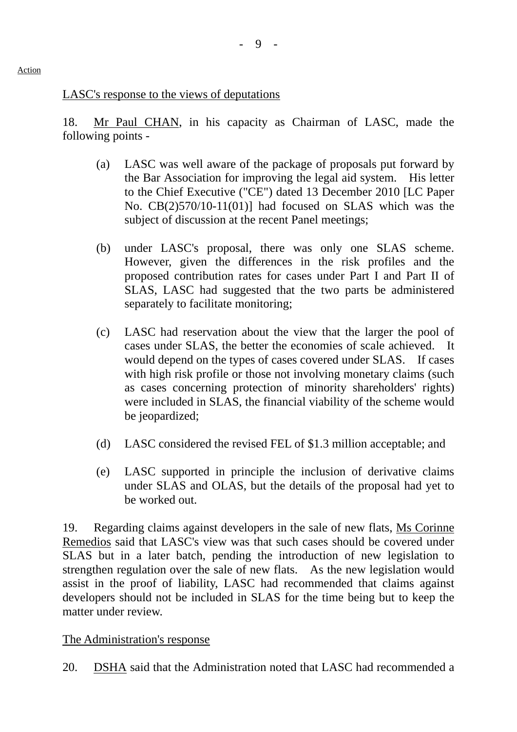Action

LASC's response to the views of deputations

18. Mr Paul CHAN, in his capacity as Chairman of LASC, made the following points -

(a) LASC was well aware of the package of proposals put forward by the Bar Association for improving the legal aid system. His letter to the Chief Executive ("CE") dated 13 December 2010 [LC Paper No. CB(2)570/10-11(01)] had focused on SLAS which was the subject of discussion at the recent Panel meetings;

(b) under LASC's proposal, there was only one SLAS scheme. However, given the differences in the risk profiles and the proposed contribution rates for cases under Part I and Part II of SLAS, LASC had suggested that the two parts be administered separately to facilitate monitoring;

(c) LASC had reservation about the view that the larger the pool of cases under SLAS, the better the economies of scale achieved. It would depend on the types of cases covered under SLAS. If cases with high risk profile or those not involving monetary claims (such as cases concerning protection of minority shareholders' rights) were included in SLAS, the financial viability of the scheme would be jeopardized;

(d) LASC considered the revised FEL of $1.3 million acceptable; and

(e) LASC supported in principle the inclusion of derivative claims under SLAS and OLAS, but the details of the proposal had yet to be worked out.

19. Regarding claims against developers in the sale of new flats, Ms Corinne Remedios said that LASC's view was that such cases should be covered under SLAS but in a later batch, pending the introduction of new legislation to strengthen regulation over the sale of new flats. As the new legislation would assist in the proof of liability, LASC had recommended that claims against developers should not be included in SLAS for the time being but to keep the matter under review.

The Administration's response

20. DSHA said that the Administration noted that LASC had recommended a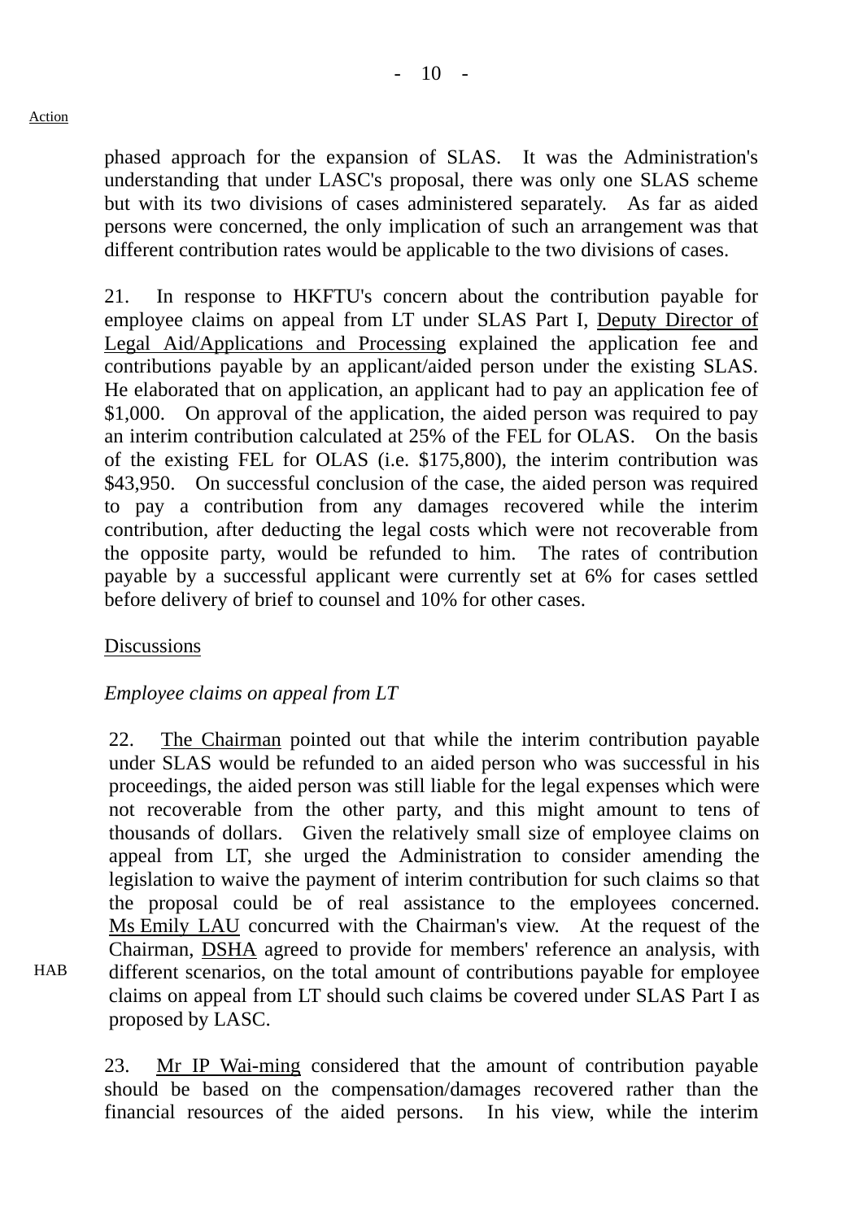Action

phased approach for the expansion of SLAS. It was the Administration's understanding that under LASC's proposal, there was only one SLAS scheme but with its two divisions of cases administered separately. As far as aided persons were concerned, the only implication of such an arrangement was that different contribution rates would be applicable to the two divisions of cases.

21. In response to HKFTU's concern about the contribution payable for employee claims on appeal from LT under SLAS Part I, Deputy Director of Legal Aid/Applications and Processing explained the application fee and contributions payable by an applicant/aided person under the existing SLAS. He elaborated that on application, an applicant had to pay an application fee of $1,000. On approval of the application, the aided person was required to pay an interim contribution calculated at 25% of the FEL for OLAS. On the basis of the existing FEL for OLAS (i.e. $175,800), the interim contribution was $43,950. On successful conclusion of the case, the aided person was required to pay a contribution from any damages recovered while the interim contribution, after deducting the legal costs which were not recoverable from the opposite party, would be refunded to him. The rates of contribution payable by a successful applicant were currently set at 6% for cases settled before delivery of brief to counsel and 10% for other cases.

Discussions

*Employee claims on appeal from LT*

22. The Chairman pointed out that while the interim contribution payable under SLAS would be refunded to an aided person who was successful in his proceedings, the aided person was still liable for the legal expenses which were not recoverable from the other party, and this might amount to tens of thousands of dollars. Given the relatively small size of employee claims on appeal from LT, she urged the Administration to consider amending the legislation to waive the payment of interim contribution for such claims so that the proposal could be of real assistance to the employees concerned. Ms Emily LAU concurred with the Chairman's view. At the request of the Chairman, DSHA agreed to provide for members' reference an analysis, with different scenarios, on the total amount of contributions payable for employee claims on appeal from LT should such claims be covered under SLAS Part I as proposed by LASC.

HAB

23. Mr IP Wai-ming considered that the amount of contribution payable should be based on the compensation/damages recovered rather than the financial resources of the aided persons. In his view, while the interim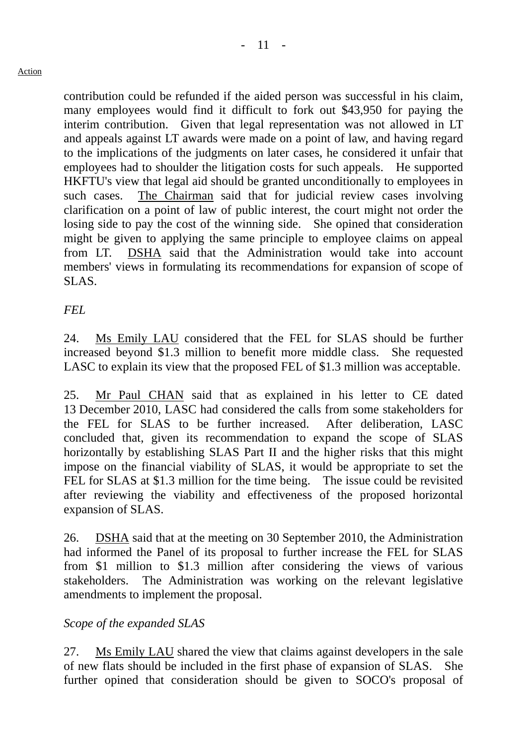contribution could be refunded if the aided person was successful in his claim, many employees would find it difficult to fork out $43,950 for paying the interim contribution. Given that legal representation was not allowed in LT and appeals against LT awards were made on a point of law, and having regard to the implications of the judgments on later cases, he considered it unfair that employees had to shoulder the litigation costs for such appeals. He supported HKFTU's view that legal aid should be granted unconditionally to employees in such cases. The Chairman said that for judicial review cases involving clarification on a point of law of public interest, the court might not order the losing side to pay the cost of the winning side. She opined that consideration might be given to applying the same principle to employee claims on appeal from LT. DSHA said that the Administration would take into account members' views in formulating its recommendations for expansion of scope of SLAS.

*FEL*

24. Ms Emily LAU considered that the FEL for SLAS should be further increased beyond $1.3 million to benefit more middle class. She requested LASC to explain its view that the proposed FEL of $1.3 million was acceptable.

25. Mr Paul CHAN said that as explained in his letter to CE dated 13 December 2010, LASC had considered the calls from some stakeholders for the FEL for SLAS to be further increased. After deliberation, LASC concluded that, given its recommendation to expand the scope of SLAS horizontally by establishing SLAS Part II and the higher risks that this might impose on the financial viability of SLAS, it would be appropriate to set the FEL for SLAS at $1.3 million for the time being. The issue could be revisited after reviewing the viability and effectiveness of the proposed horizontal expansion of SLAS.

26. DSHA said that at the meeting on 30 September 2010, the Administration had informed the Panel of its proposal to further increase the FEL for SLAS from $1 million to $1.3 million after considering the views of various stakeholders. The Administration was working on the relevant legislative amendments to implement the proposal.

*Scope of the expanded SLAS*

27. Ms Emily LAU shared the view that claims against developers in the sale of new flats should be included in the first phase of expansion of SLAS. She further opined that consideration should be given to SOCO's proposal of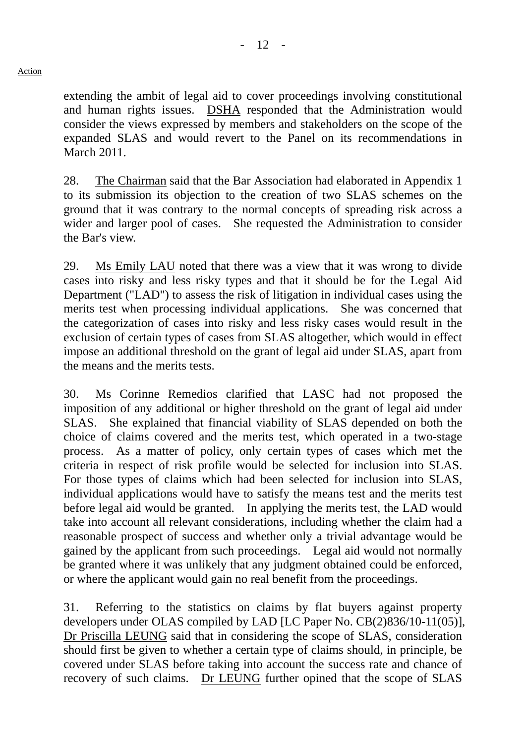Action

extending the ambit of legal aid to cover proceedings involving constitutional and human rights issues. DSHA responded that the Administration would consider the views expressed by members and stakeholders on the scope of the expanded SLAS and would revert to the Panel on its recommendations in March 2011.

28. The Chairman said that the Bar Association had elaborated in Appendix 1 to its submission its objection to the creation of two SLAS schemes on the ground that it was contrary to the normal concepts of spreading risk across a wider and larger pool of cases. She requested the Administration to consider the Bar's view.

29. Ms Emily LAU noted that there was a view that it was wrong to divide cases into risky and less risky types and that it should be for the Legal Aid Department ("LAD") to assess the risk of litigation in individual cases using the merits test when processing individual applications. She was concerned that the categorization of cases into risky and less risky cases would result in the exclusion of certain types of cases from SLAS altogether, which would in effect impose an additional threshold on the grant of legal aid under SLAS, apart from the means and the merits tests.

30. Ms Corinne Remedios clarified that LASC had not proposed the imposition of any additional or higher threshold on the grant of legal aid under SLAS. She explained that financial viability of SLAS depended on both the choice of claims covered and the merits test, which operated in a two-stage process. As a matter of policy, only certain types of cases which met the criteria in respect of risk profile would be selected for inclusion into SLAS. For those types of claims which had been selected for inclusion into SLAS, individual applications would have to satisfy the means test and the merits test before legal aid would be granted. In applying the merits test, the LAD would take into account all relevant considerations, including whether the claim had a reasonable prospect of success and whether only a trivial advantage would be gained by the applicant from such proceedings. Legal aid would not normally be granted where it was unlikely that any judgment obtained could be enforced, or where the applicant would gain no real benefit from the proceedings.

31. Referring to the statistics on claims by flat buyers against property developers under OLAS compiled by LAD [LC Paper No. CB(2)836/10-11(05)], Dr Priscilla LEUNG said that in considering the scope of SLAS, consideration should first be given to whether a certain type of claims should, in principle, be covered under SLAS before taking into account the success rate and chance of recovery of such claims. Dr LEUNG further opined that the scope of SLAS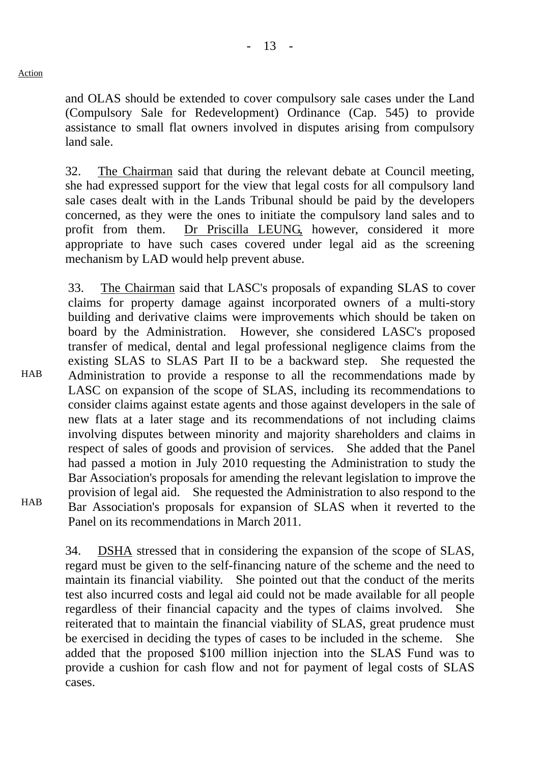Action

and OLAS should be extended to cover compulsory sale cases under the Land (Compulsory Sale for Redevelopment) Ordinance (Cap. 545) to provide assistance to small flat owners involved in disputes arising from compulsory land sale.

32. The Chairman said that during the relevant debate at Council meeting, she had expressed support for the view that legal costs for all compulsory land sale cases dealt with in the Lands Tribunal should be paid by the developers concerned, as they were the ones to initiate the compulsory land sales and to profit from them. Dr Priscilla LEUNG, however, considered it more appropriate to have such cases covered under legal aid as the screening mechanism by LAD would help prevent abuse.

HAB

HAB

33. The Chairman said that LASC's proposals of expanding SLAS to cover claims for property damage against incorporated owners of a multi-story building and derivative claims were improvements which should be taken on board by the Administration. However, she considered LASC's proposed transfer of medical, dental and legal professional negligence claims from the existing SLAS to SLAS Part II to be a backward step. She requested the Administration to provide a response to all the recommendations made by LASC on expansion of the scope of SLAS, including its recommendations to consider claims against estate agents and those against developers in the sale of new flats at a later stage and its recommendations of not including claims involving disputes between minority and majority shareholders and claims in respect of sales of goods and provision of services. She added that the Panel had passed a motion in July 2010 requesting the Administration to study the Bar Association's proposals for amending the relevant legislation to improve the provision of legal aid. She requested the Administration to also respond to the Bar Association's proposals for expansion of SLAS when it reverted to the Panel on its recommendations in March 2011.

34. DSHA stressed that in considering the expansion of the scope of SLAS, regard must be given to the self-financing nature of the scheme and the need to maintain its financial viability. She pointed out that the conduct of the merits test also incurred costs and legal aid could not be made available for all people regardless of their financial capacity and the types of claims involved. She reiterated that to maintain the financial viability of SLAS, great prudence must be exercised in deciding the types of cases to be included in the scheme. She added that the proposed $100 million injection into the SLAS Fund was to provide a cushion for cash flow and not for payment of legal costs of SLAS cases.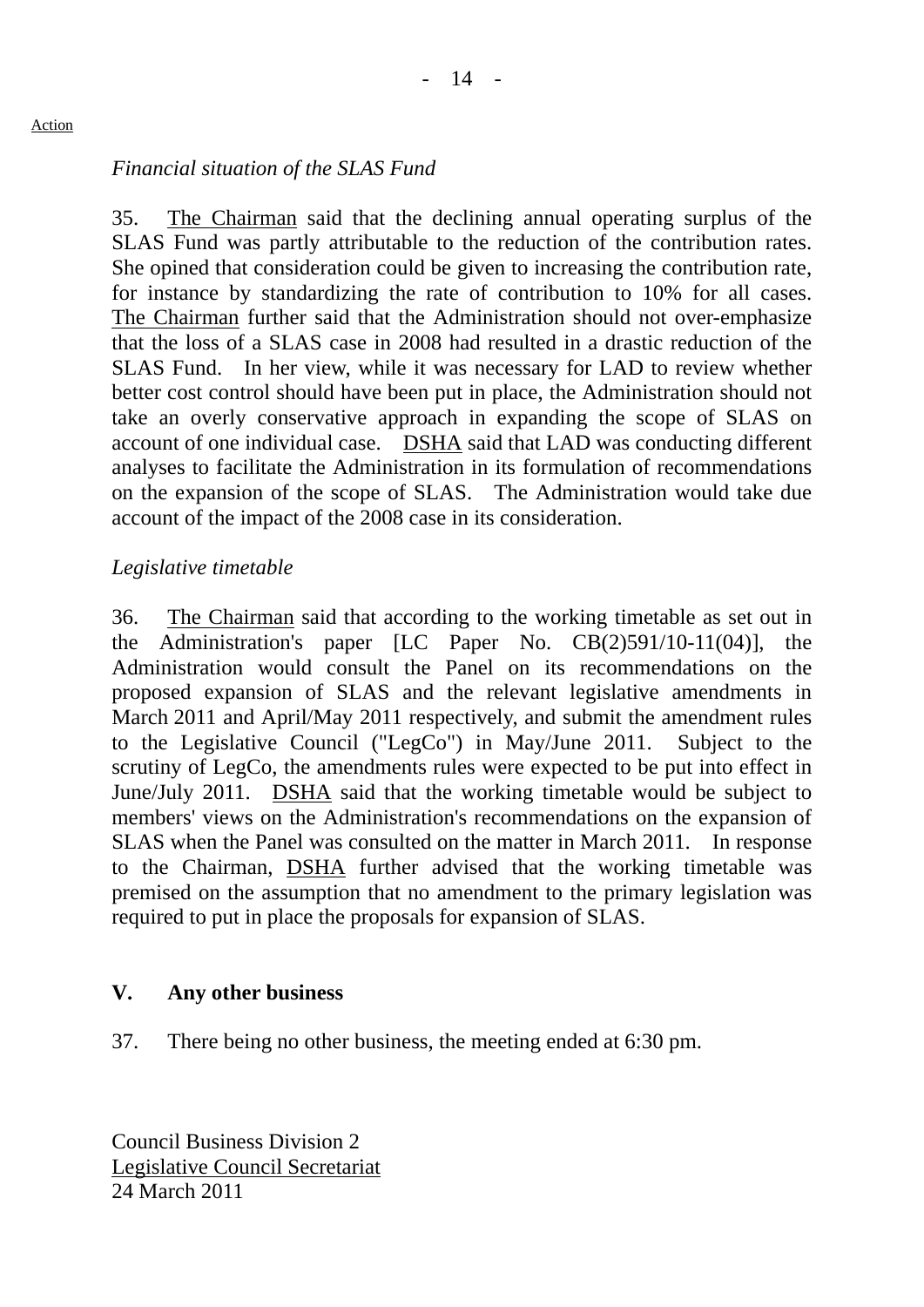Action

*Financial situation of the SLAS Fund*

35. The Chairman said that the declining annual operating surplus of the SLAS Fund was partly attributable to the reduction of the contribution rates. She opined that consideration could be given to increasing the contribution rate, for instance by standardizing the rate of contribution to 10% for all cases. The Chairman further said that the Administration should not over-emphasize that the loss of a SLAS case in 2008 had resulted in a drastic reduction of the SLAS Fund. In her view, while it was necessary for LAD to review whether better cost control should have been put in place, the Administration should not take an overly conservative approach in expanding the scope of SLAS on account of one individual case. DSHA said that LAD was conducting different analyses to facilitate the Administration in its formulation of recommendations on the expansion of the scope of SLAS. The Administration would take due account of the impact of the 2008 case in its consideration.

*Legislative timetable*

36. The Chairman said that according to the working timetable as set out in the Administration's paper [LC Paper No. CB(2)591/10-11(04)], the Administration would consult the Panel on its recommendations on the proposed expansion of SLAS and the relevant legislative amendments in March 2011 and April/May 2011 respectively, and submit the amendment rules to the Legislative Council ("LegCo") in May/June 2011. Subject to the scrutiny of LegCo, the amendments rules were expected to be put into effect in June/July 2011. DSHA said that the working timetable would be subject to members' views on the Administration's recommendations on the expansion of SLAS when the Panel was consulted on the matter in March 2011. In response to the Chairman, DSHA further advised that the working timetable was premised on the assumption that no amendment to the primary legislation was required to put in place the proposals for expansion of SLAS.

## V. Any other business

37. There being no other business, the meeting ended at 6:30 pm.

Council Business Division 2
Legislative Council Secretariat
24 March 2011